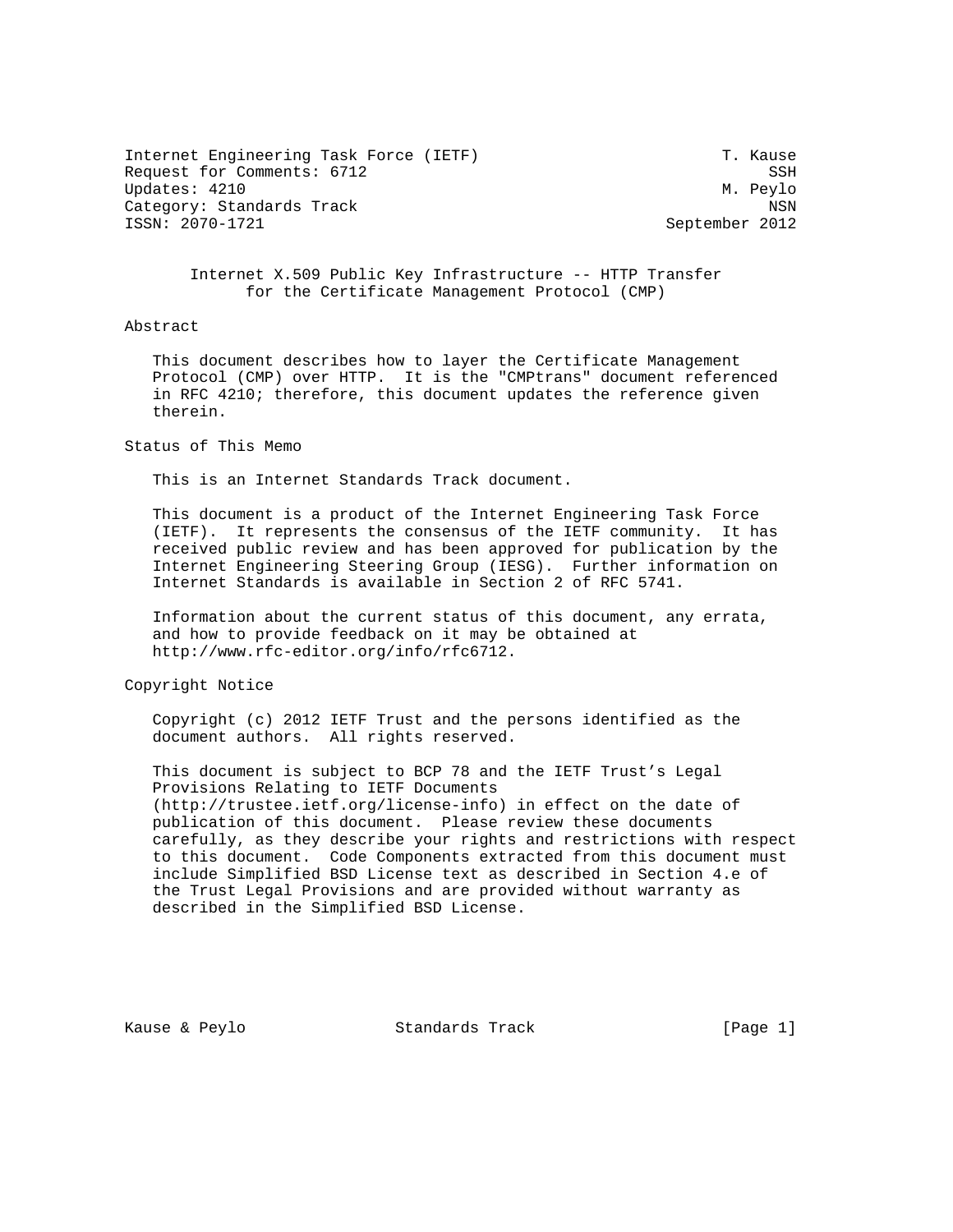Internet Engineering Task Force (IETF) T. Kause
Request for Comments: 6712 SSH
Updates: 4210 M. Peylo
Category: Standards Track NSN
ISSN: 2070-1721 September 2012

# Internet X.509 Public Key Infrastructure -- HTTP Transfer for the Certificate Management Protocol (CMP)

## Abstract

This document describes how to layer the Certificate Management Protocol (CMP) over HTTP. It is the "CMPtrans" document referenced in RFC 4210; therefore, this document updates the reference given therein.

## Status of This Memo

This is an Internet Standards Track document.

This document is a product of the Internet Engineering Task Force (IETF). It represents the consensus of the IETF community. It has received public review and has been approved for publication by the Internet Engineering Steering Group (IESG). Further information on Internet Standards is available in Section 2 of RFC 5741.

Information about the current status of this document, any errata, and how to provide feedback on it may be obtained at http://www.rfc-editor.org/info/rfc6712.

## Copyright Notice

Copyright (c) 2012 IETF Trust and the persons identified as the document authors. All rights reserved.

This document is subject to BCP 78 and the IETF Trust's Legal Provisions Relating to IETF Documents (http://trustee.ietf.org/license-info) in effect on the date of publication of this document. Please review these documents carefully, as they describe your rights and restrictions with respect to this document. Code Components extracted from this document must include Simplified BSD License text as described in Section 4.e of the Trust Legal Provisions and are provided without warranty as described in the Simplified BSD License.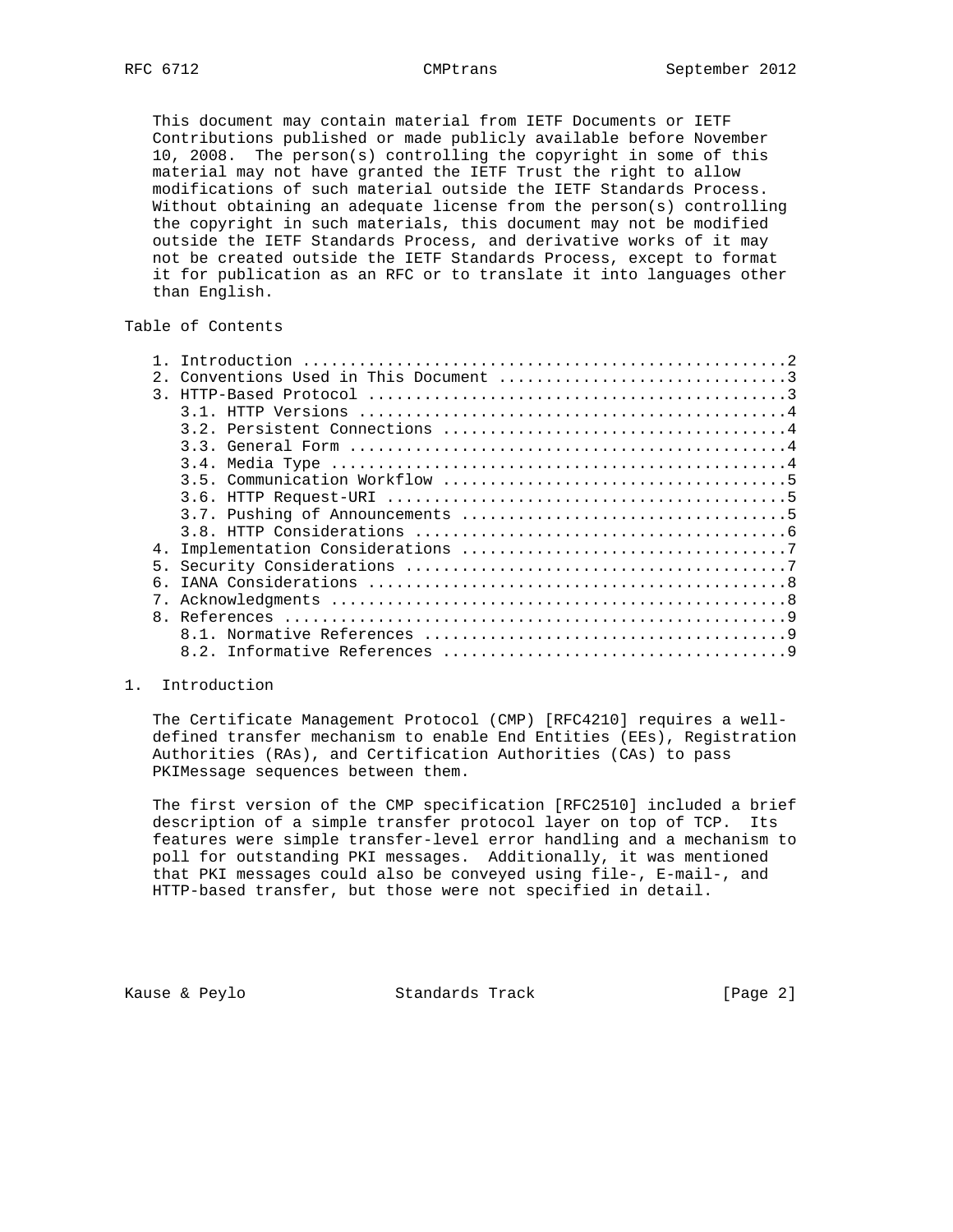This document may contain material from IETF Documents or IETF Contributions published or made publicly available before November 10, 2008. The person(s) controlling the copyright in some of this material may not have granted the IETF Trust the right to allow modifications of such material outside the IETF Standards Process. Without obtaining an adequate license from the person(s) controlling the copyright in such materials, this document may not be modified outside the IETF Standards Process, and derivative works of it may not be created outside the IETF Standards Process, except to format it for publication as an RFC or to translate it into languages other than English.

## Table of Contents

```
   1. Introduction ....................................................2
   2. Conventions Used in This Document ...............................3
   3. HTTP-Based Protocol .............................................3
      3.1. HTTP Versions ..............................................4
      3.2. Persistent Connections .....................................4
      3.3. General Form ...............................................4
      3.4. Media Type .................................................4
      3.5. Communication Workflow .....................................5
      3.6. HTTP Request-URI ...........................................5
      3.7. Pushing of Announcements ...................................5
      3.8. HTTP Considerations ........................................6
   4. Implementation Considerations ...................................7
   5. Security Considerations .........................................7
   6. IANA Considerations .............................................8
   7. Acknowledgments .................................................8
   8. References ......................................................9
      8.1. Normative References .......................................9
      8.2. Informative References .....................................9
```

## 1. Introduction

The Certificate Management Protocol (CMP) [RFC4210] requires a well-defined transfer mechanism to enable End Entities (EEs), Registration Authorities (RAs), and Certification Authorities (CAs) to pass PKIMessage sequences between them.

The first version of the CMP specification [RFC2510] included a brief description of a simple transfer protocol layer on top of TCP. Its features were simple transfer-level error handling and a mechanism to poll for outstanding PKI messages. Additionally, it was mentioned that PKI messages could also be conveyed using file-, E-mail-, and HTTP-based transfer, but those were not specified in detail.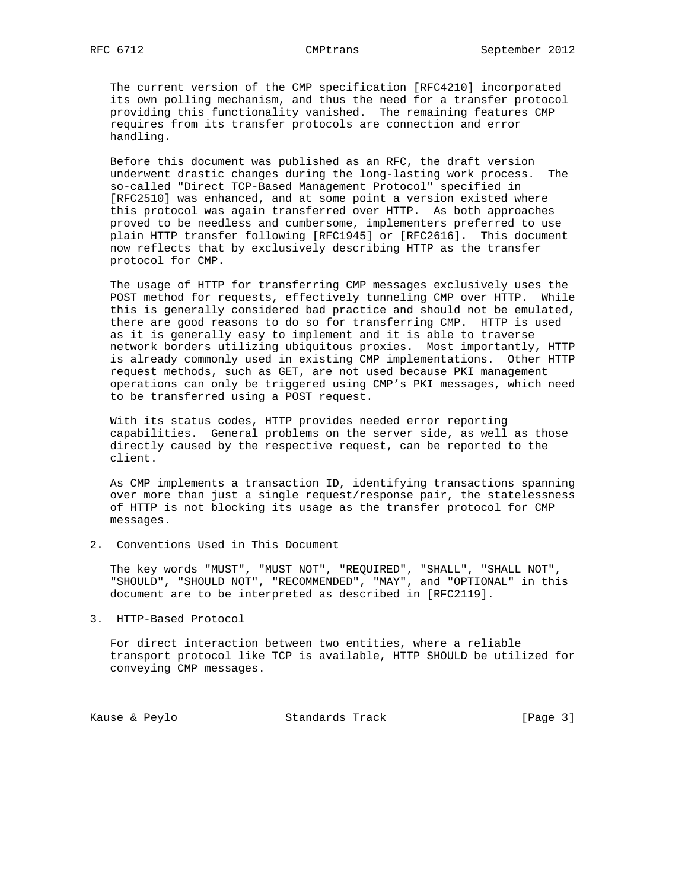The current version of the CMP specification [RFC4210] incorporated its own polling mechanism, and thus the need for a transfer protocol providing this functionality vanished. The remaining features CMP requires from its transfer protocols are connection and error handling.

Before this document was published as an RFC, the draft version underwent drastic changes during the long-lasting work process. The so-called "Direct TCP-Based Management Protocol" specified in [RFC2510] was enhanced, and at some point a version existed where this protocol was again transferred over HTTP. As both approaches proved to be needless and cumbersome, implementers preferred to use plain HTTP transfer following [RFC1945] or [RFC2616]. This document now reflects that by exclusively describing HTTP as the transfer protocol for CMP.

The usage of HTTP for transferring CMP messages exclusively uses the POST method for requests, effectively tunneling CMP over HTTP. While this is generally considered bad practice and should not be emulated, there are good reasons to do so for transferring CMP. HTTP is used as it is generally easy to implement and it is able to traverse network borders utilizing ubiquitous proxies. Most importantly, HTTP is already commonly used in existing CMP implementations. Other HTTP request methods, such as GET, are not used because PKI management operations can only be triggered using CMP's PKI messages, which need to be transferred using a POST request.

With its status codes, HTTP provides needed error reporting capabilities. General problems on the server side, as well as those directly caused by the respective request, can be reported to the client.

As CMP implements a transaction ID, identifying transactions spanning over more than just a single request/response pair, the statelessness of HTTP is not blocking its usage as the transfer protocol for CMP messages.

## 2. Conventions Used in This Document

The key words "MUST", "MUST NOT", "REQUIRED", "SHALL", "SHALL NOT", "SHOULD", "SHOULD NOT", "RECOMMENDED", "MAY", and "OPTIONAL" in this document are to be interpreted as described in [RFC2119].

## 3. HTTP-Based Protocol

For direct interaction between two entities, where a reliable transport protocol like TCP is available, HTTP SHOULD be utilized for conveying CMP messages.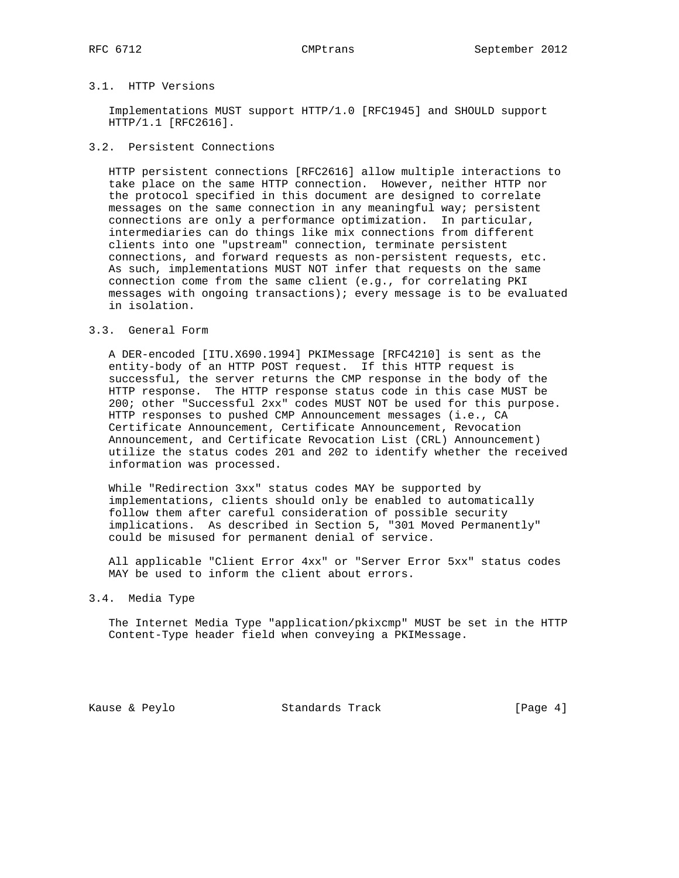### 3.1. HTTP Versions

Implementations MUST support HTTP/1.0 [RFC1945] and SHOULD support HTTP/1.1 [RFC2616].

### 3.2. Persistent Connections

HTTP persistent connections [RFC2616] allow multiple interactions to take place on the same HTTP connection. However, neither HTTP nor the protocol specified in this document are designed to correlate messages on the same connection in any meaningful way; persistent connections are only a performance optimization. In particular, intermediaries can do things like mix connections from different clients into one "upstream" connection, terminate persistent connections, and forward requests as non-persistent requests, etc. As such, implementations MUST NOT infer that requests on the same connection come from the same client (e.g., for correlating PKI messages with ongoing transactions); every message is to be evaluated in isolation.

### 3.3. General Form

A DER-encoded [ITU.X690.1994] PKIMessage [RFC4210] is sent as the entity-body of an HTTP POST request. If this HTTP request is successful, the server returns the CMP response in the body of the HTTP response. The HTTP response status code in this case MUST be 200; other "Successful 2xx" codes MUST NOT be used for this purpose. HTTP responses to pushed CMP Announcement messages (i.e., CA Certificate Announcement, Certificate Announcement, Revocation Announcement, and Certificate Revocation List (CRL) Announcement) utilize the status codes 201 and 202 to identify whether the received information was processed.

While "Redirection 3xx" status codes MAY be supported by implementations, clients should only be enabled to automatically follow them after careful consideration of possible security implications. As described in Section 5, "301 Moved Permanently" could be misused for permanent denial of service.

All applicable "Client Error 4xx" or "Server Error 5xx" status codes MAY be used to inform the client about errors.

### 3.4. Media Type

The Internet Media Type "application/pkixcmp" MUST be set in the HTTP Content-Type header field when conveying a PKIMessage.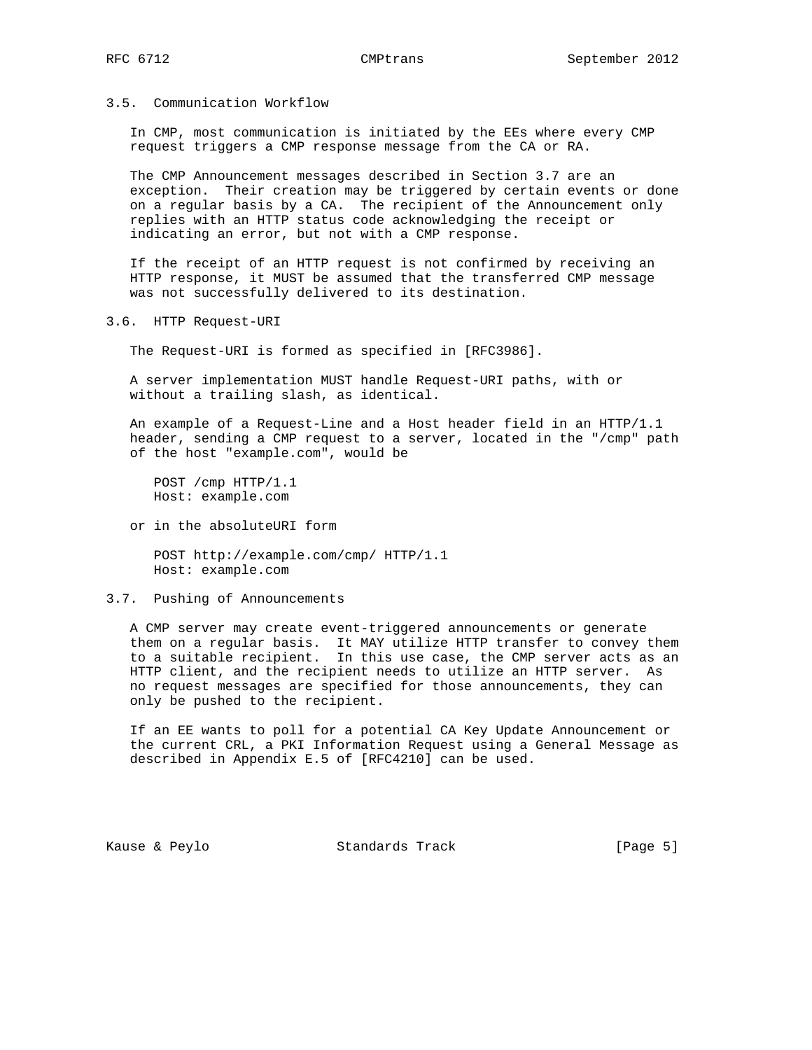### 3.5. Communication Workflow

In CMP, most communication is initiated by the EEs where every CMP request triggers a CMP response message from the CA or RA.

The CMP Announcement messages described in Section 3.7 are an exception. Their creation may be triggered by certain events or done on a regular basis by a CA. The recipient of the Announcement only replies with an HTTP status code acknowledging the receipt or indicating an error, but not with a CMP response.

If the receipt of an HTTP request is not confirmed by receiving an HTTP response, it MUST be assumed that the transferred CMP message was not successfully delivered to its destination.

### 3.6. HTTP Request-URI

The Request-URI is formed as specified in [RFC3986].

A server implementation MUST handle Request-URI paths, with or without a trailing slash, as identical.

An example of a Request-Line and a Host header field in an HTTP/1.1 header, sending a CMP request to a server, located in the "/cmp" path of the host "example.com", would be

```
POST /cmp HTTP/1.1
Host: example.com
```

or in the absoluteURI form

```
POST http://example.com/cmp/ HTTP/1.1
Host: example.com
```

### 3.7. Pushing of Announcements

A CMP server may create event-triggered announcements or generate them on a regular basis. It MAY utilize HTTP transfer to convey them to a suitable recipient. In this use case, the CMP server acts as an HTTP client, and the recipient needs to utilize an HTTP server. As no request messages are specified for those announcements, they can only be pushed to the recipient.

If an EE wants to poll for a potential CA Key Update Announcement or the current CRL, a PKI Information Request using a General Message as described in Appendix E.5 of [RFC4210] can be used.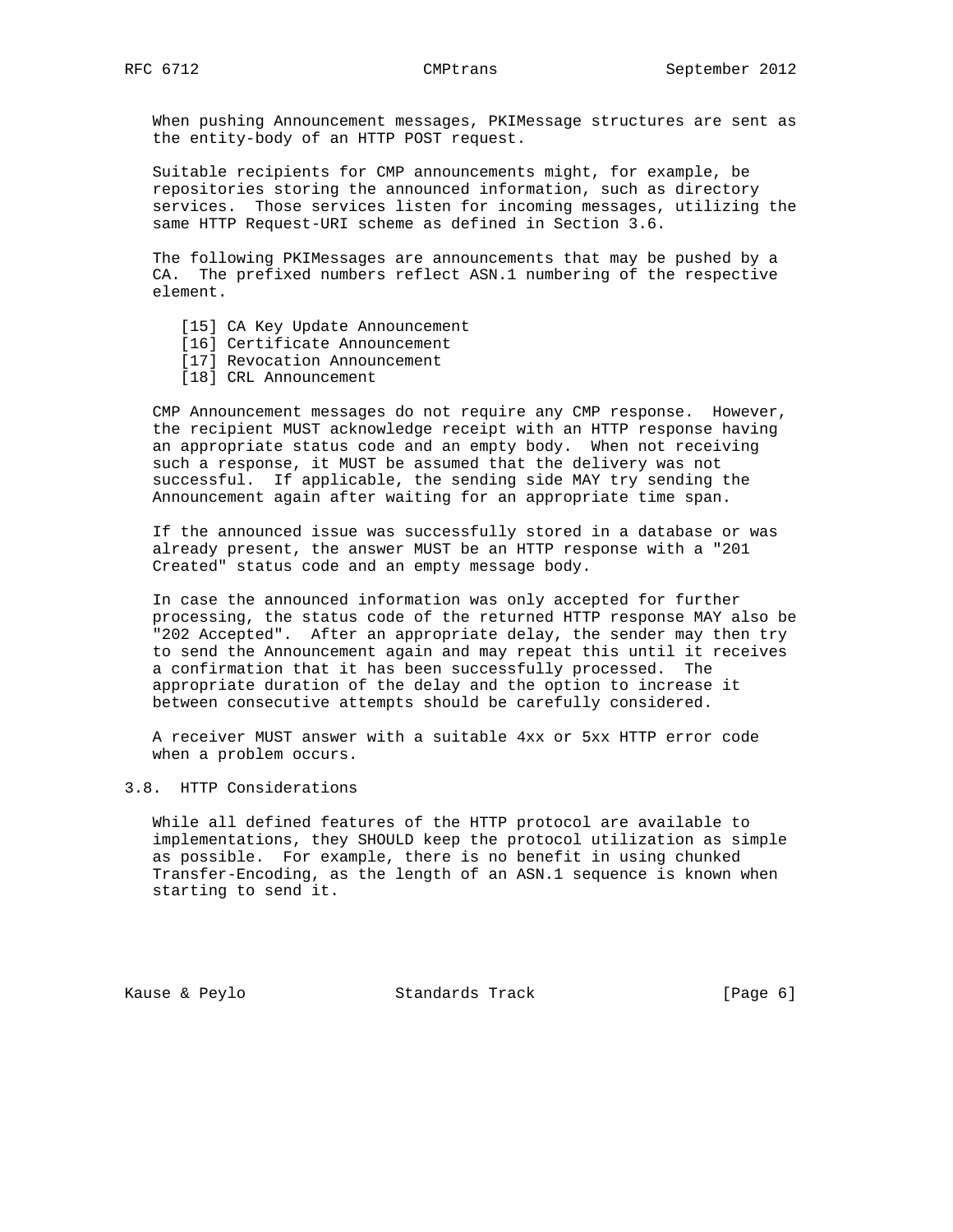When pushing Announcement messages, PKIMessage structures are sent as the entity-body of an HTTP POST request.

Suitable recipients for CMP announcements might, for example, be repositories storing the announced information, such as directory services. Those services listen for incoming messages, utilizing the same HTTP Request-URI scheme as defined in Section 3.6.

The following PKIMessages are announcements that may be pushed by a CA. The prefixed numbers reflect ASN.1 numbering of the respective element.

```
[15] CA Key Update Announcement
[16] Certificate Announcement
[17] Revocation Announcement
[18] CRL Announcement
```

CMP Announcement messages do not require any CMP response. However, the recipient MUST acknowledge receipt with an HTTP response having an appropriate status code and an empty body. When not receiving such a response, it MUST be assumed that the delivery was not successful. If applicable, the sending side MAY try sending the Announcement again after waiting for an appropriate time span.

If the announced issue was successfully stored in a database or was already present, the answer MUST be an HTTP response with a "201 Created" status code and an empty message body.

In case the announced information was only accepted for further processing, the status code of the returned HTTP response MAY also be "202 Accepted". After an appropriate delay, the sender may then try to send the Announcement again and may repeat this until it receives a confirmation that it has been successfully processed. The appropriate duration of the delay and the option to increase it between consecutive attempts should be carefully considered.

A receiver MUST answer with a suitable 4xx or 5xx HTTP error code when a problem occurs.

## 3.8. HTTP Considerations

While all defined features of the HTTP protocol are available to implementations, they SHOULD keep the protocol utilization as simple as possible. For example, there is no benefit in using chunked Transfer-Encoding, as the length of an ASN.1 sequence is known when starting to send it.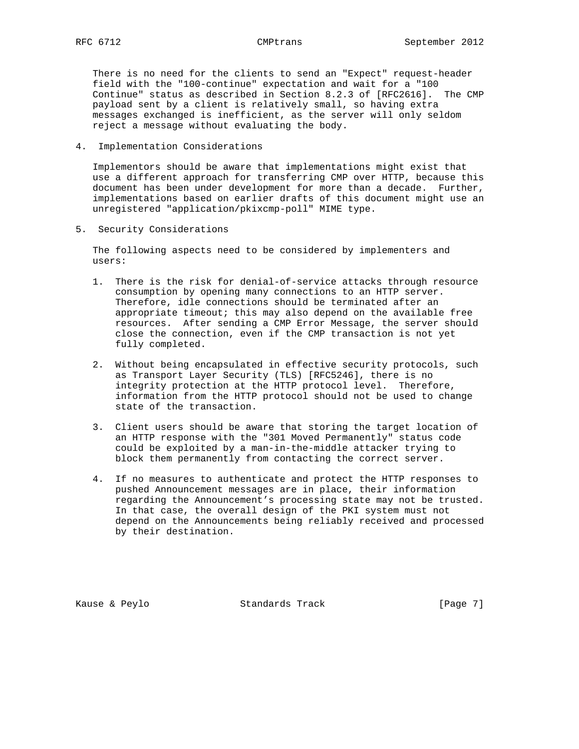There is no need for the clients to send an "Expect" request-header field with the "100-continue" expectation and wait for a "100 Continue" status as described in Section 8.2.3 of [RFC2616]. The CMP payload sent by a client is relatively small, so having extra messages exchanged is inefficient, as the server will only seldom reject a message without evaluating the body.

## 4. Implementation Considerations

Implementors should be aware that implementations might exist that use a different approach for transferring CMP over HTTP, because this document has been under development for more than a decade. Further, implementations based on earlier drafts of this document might use an unregistered "application/pkixcmp-poll" MIME type.

## 5. Security Considerations

The following aspects need to be considered by implementers and users:

1. There is the risk for denial-of-service attacks through resource consumption by opening many connections to an HTTP server. Therefore, idle connections should be terminated after an appropriate timeout; this may also depend on the available free resources. After sending a CMP Error Message, the server should close the connection, even if the CMP transaction is not yet fully completed.

2. Without being encapsulated in effective security protocols, such as Transport Layer Security (TLS) [RFC5246], there is no integrity protection at the HTTP protocol level. Therefore, information from the HTTP protocol should not be used to change state of the transaction.

3. Client users should be aware that storing the target location of an HTTP response with the "301 Moved Permanently" status code could be exploited by a man-in-the-middle attacker trying to block them permanently from contacting the correct server.

4. If no measures to authenticate and protect the HTTP responses to pushed Announcement messages are in place, their information regarding the Announcement's processing state may not be trusted. In that case, the overall design of the PKI system must not depend on the Announcements being reliably received and processed by their destination.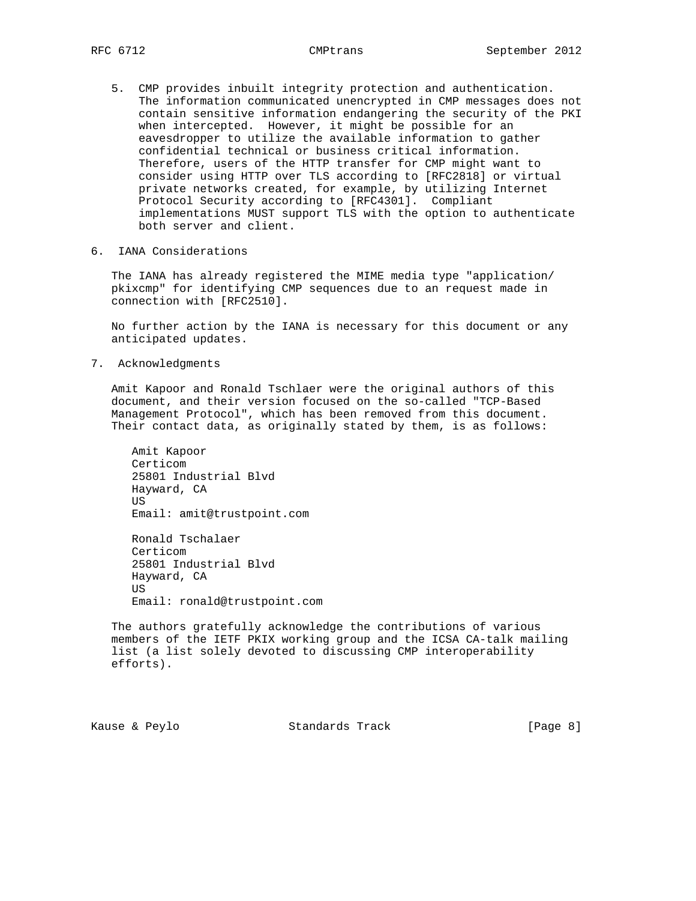5. CMP provides inbuilt integrity protection and authentication. The information communicated unencrypted in CMP messages does not contain sensitive information endangering the security of the PKI when intercepted. However, it might be possible for an eavesdropper to utilize the available information to gather confidential technical or business critical information. Therefore, users of the HTTP transfer for CMP might want to consider using HTTP over TLS according to [RFC2818] or virtual private networks created, for example, by utilizing Internet Protocol Security according to [RFC4301]. Compliant implementations MUST support TLS with the option to authenticate both server and client.

## 6. IANA Considerations

The IANA has already registered the MIME media type "application/pkixcmp" for identifying CMP sequences due to an request made in connection with [RFC2510].

No further action by the IANA is necessary for this document or any anticipated updates.

## 7. Acknowledgments

Amit Kapoor and Ronald Tschlaer were the original authors of this document, and their version focused on the so-called "TCP-Based Management Protocol", which has been removed from this document. Their contact data, as originally stated by them, is as follows:

Amit Kapoor
Certicom
25801 Industrial Blvd
Hayward, CA
US
Email: amit@trustpoint.com

Ronald Tschalaer
Certicom
25801 Industrial Blvd
Hayward, CA
US
Email: ronald@trustpoint.com

The authors gratefully acknowledge the contributions of various members of the IETF PKIX working group and the ICSA CA-talk mailing list (a list solely devoted to discussing CMP interoperability efforts).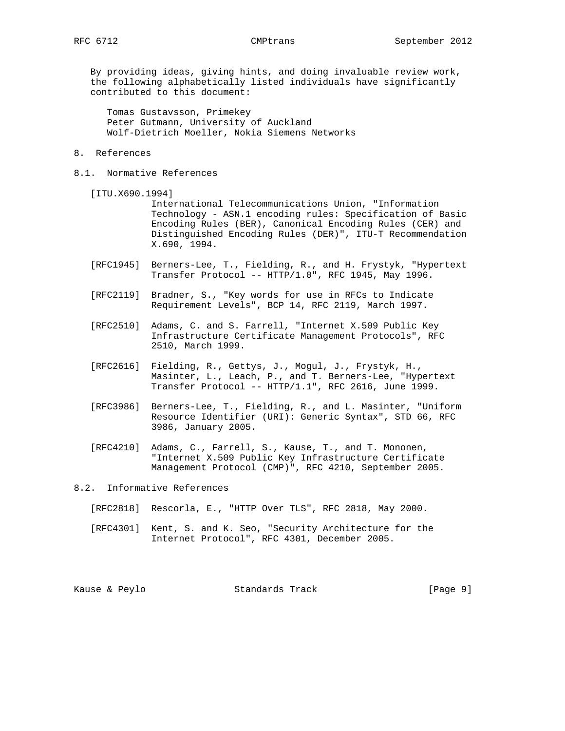By providing ideas, giving hints, and doing invaluable review work, the following alphabetically listed individuals have significantly contributed to this document:

Tomas Gustavsson, Primekey
Peter Gutmann, University of Auckland
Wolf-Dietrich Moeller, Nokia Siemens Networks

# 8. References

## 8.1. Normative References

[ITU.X690.1994] International Telecommunications Union, "Information Technology - ASN.1 encoding rules: Specification of Basic Encoding Rules (BER), Canonical Encoding Rules (CER) and Distinguished Encoding Rules (DER)", ITU-T Recommendation X.690, 1994.

[RFC1945] Berners-Lee, T., Fielding, R., and H. Frystyk, "Hypertext Transfer Protocol -- HTTP/1.0", RFC 1945, May 1996.

[RFC2119] Bradner, S., "Key words for use in RFCs to Indicate Requirement Levels", BCP 14, RFC 2119, March 1997.

[RFC2510] Adams, C. and S. Farrell, "Internet X.509 Public Key Infrastructure Certificate Management Protocols", RFC 2510, March 1999.

[RFC2616] Fielding, R., Gettys, J., Mogul, J., Frystyk, H., Masinter, L., Leach, P., and T. Berners-Lee, "Hypertext Transfer Protocol -- HTTP/1.1", RFC 2616, June 1999.

[RFC3986] Berners-Lee, T., Fielding, R., and L. Masinter, "Uniform Resource Identifier (URI): Generic Syntax", STD 66, RFC 3986, January 2005.

[RFC4210] Adams, C., Farrell, S., Kause, T., and T. Mononen, "Internet X.509 Public Key Infrastructure Certificate Management Protocol (CMP)", RFC 4210, September 2005.

## 8.2. Informative References

[RFC2818] Rescorla, E., "HTTP Over TLS", RFC 2818, May 2000.

[RFC4301] Kent, S. and K. Seo, "Security Architecture for the Internet Protocol", RFC 4301, December 2005.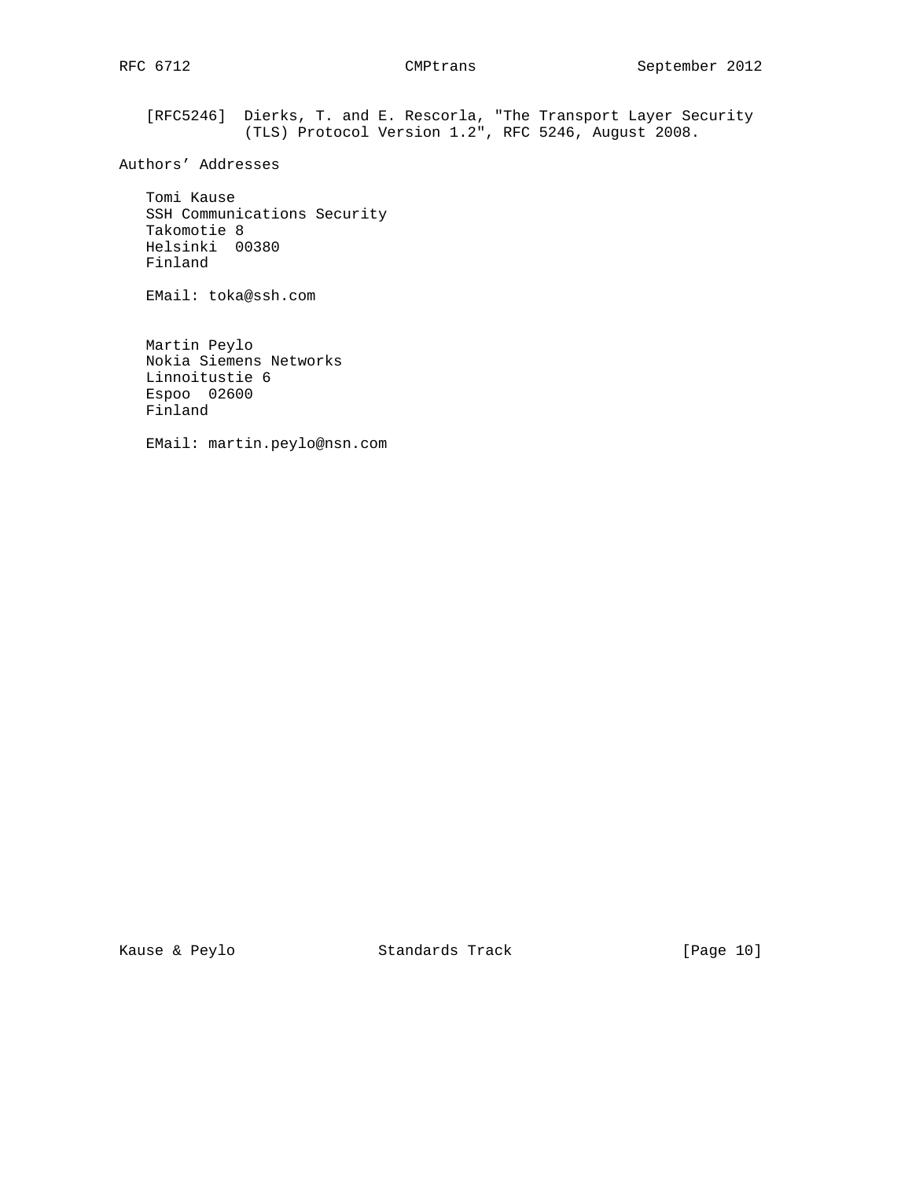[RFC5246] Dierks, T. and E. Rescorla, "The Transport Layer Security (TLS) Protocol Version 1.2", RFC 5246, August 2008.

## Authors' Addresses

Tomi Kause
SSH Communications Security
Takomotie 8
Helsinki 00380
Finland

EMail: toka@ssh.com

Martin Peylo
Nokia Siemens Networks
Linnoitustie 6
Espoo 02600
Finland

EMail: martin.peylo@nsn.com